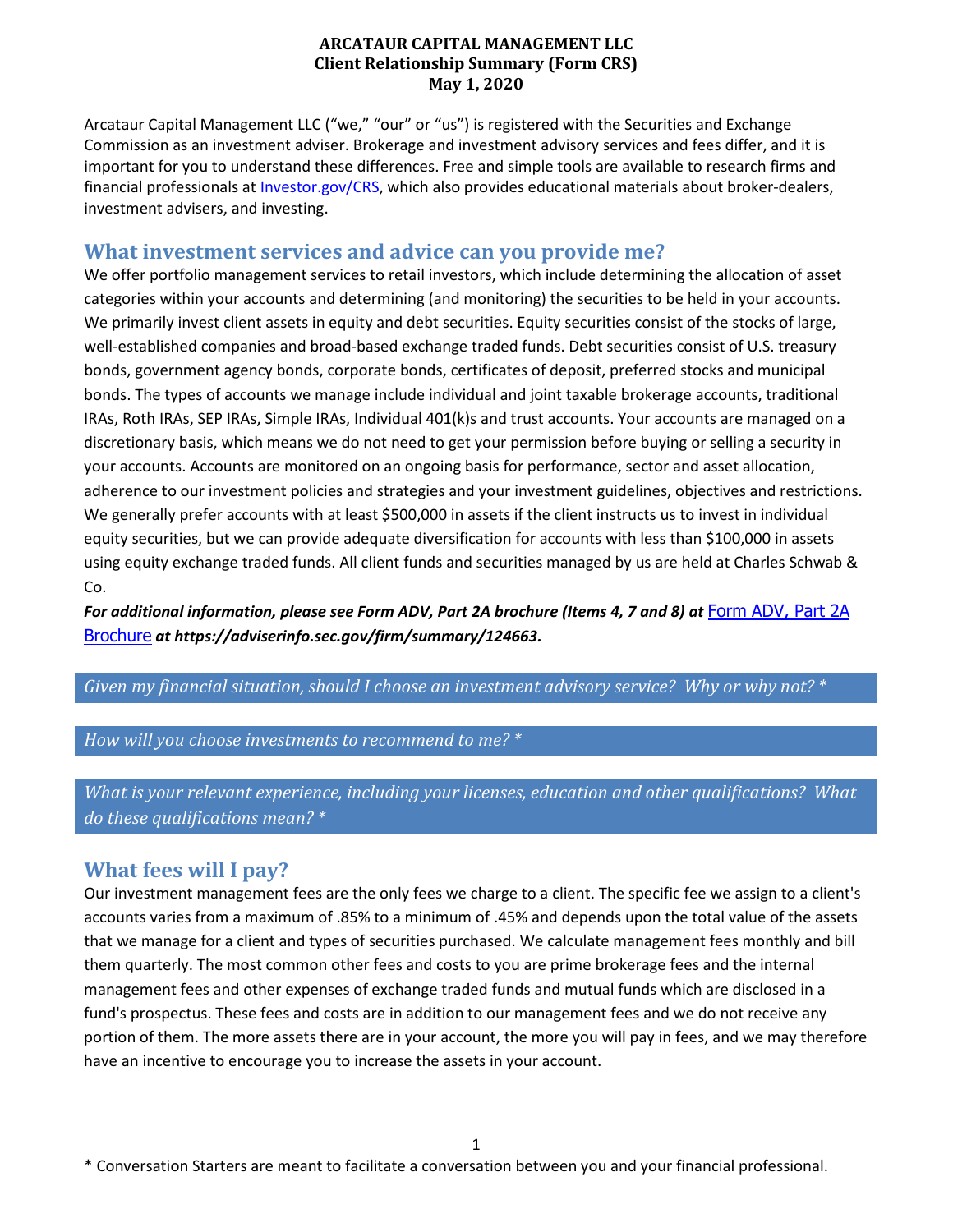**ARCATAUR CAPITAL MANAGEMENT LLC**
**Client Relationship Summary (Form CRS)**
**May 1, 2020**

Arcataur Capital Management LLC ("we," "our" or "us") is registered with the Securities and Exchange Commission as an investment adviser. Brokerage and investment advisory services and fees differ, and it is important for you to understand these differences. Free and simple tools are available to research firms and financial professionals at Investor.gov/CRS, which also provides educational materials about broker-dealers, investment advisers, and investing.

## What investment services and advice can you provide me?

We offer portfolio management services to retail investors, which include determining the allocation of asset categories within your accounts and determining (and monitoring) the securities to be held in your accounts. We primarily invest client assets in equity and debt securities. Equity securities consist of the stocks of large, well-established companies and broad-based exchange traded funds. Debt securities consist of U.S. treasury bonds, government agency bonds, corporate bonds, certificates of deposit, preferred stocks and municipal bonds. The types of accounts we manage include individual and joint taxable brokerage accounts, traditional IRAs, Roth IRAs, SEP IRAs, Simple IRAs, Individual 401(k)s and trust accounts. Your accounts are managed on a discretionary basis, which means we do not need to get your permission before buying or selling a security in your accounts. Accounts are monitored on an ongoing basis for performance, sector and asset allocation, adherence to our investment policies and strategies and your investment guidelines, objectives and restrictions. We generally prefer accounts with at least $500,000 in assets if the client instructs us to invest in individual equity securities, but we can provide adequate diversification for accounts with less than $100,000 in assets using equity exchange traded funds. All client funds and securities managed by us are held at Charles Schwab & Co.

***For additional information, please see Form ADV, Part 2A brochure (Items 4, 7 and 8) at*** Form ADV, Part 2A Brochure ***at https://adviserinfo.sec.gov/firm/summary/124663.***

*Given my financial situation, should I choose an investment advisory service? Why or why not? **

*How will you choose investments to recommend to me? **

*What is your relevant experience, including your licenses, education and other qualifications? What do these qualifications mean? **

## What fees will I pay?

Our investment management fees are the only fees we charge to a client. The specific fee we assign to a client's accounts varies from a maximum of .85% to a minimum of .45% and depends upon the total value of the assets that we manage for a client and types of securities purchased. We calculate management fees monthly and bill them quarterly. The most common other fees and costs to you are prime brokerage fees and the internal management fees and other expenses of exchange traded funds and mutual funds which are disclosed in a fund's prospectus. These fees and costs are in addition to our management fees and we do not receive any portion of them. The more assets there are in your account, the more you will pay in fees, and we may therefore have an incentive to encourage you to increase the assets in your account.

* Conversation Starters are meant to facilitate a conversation between you and your financial professional.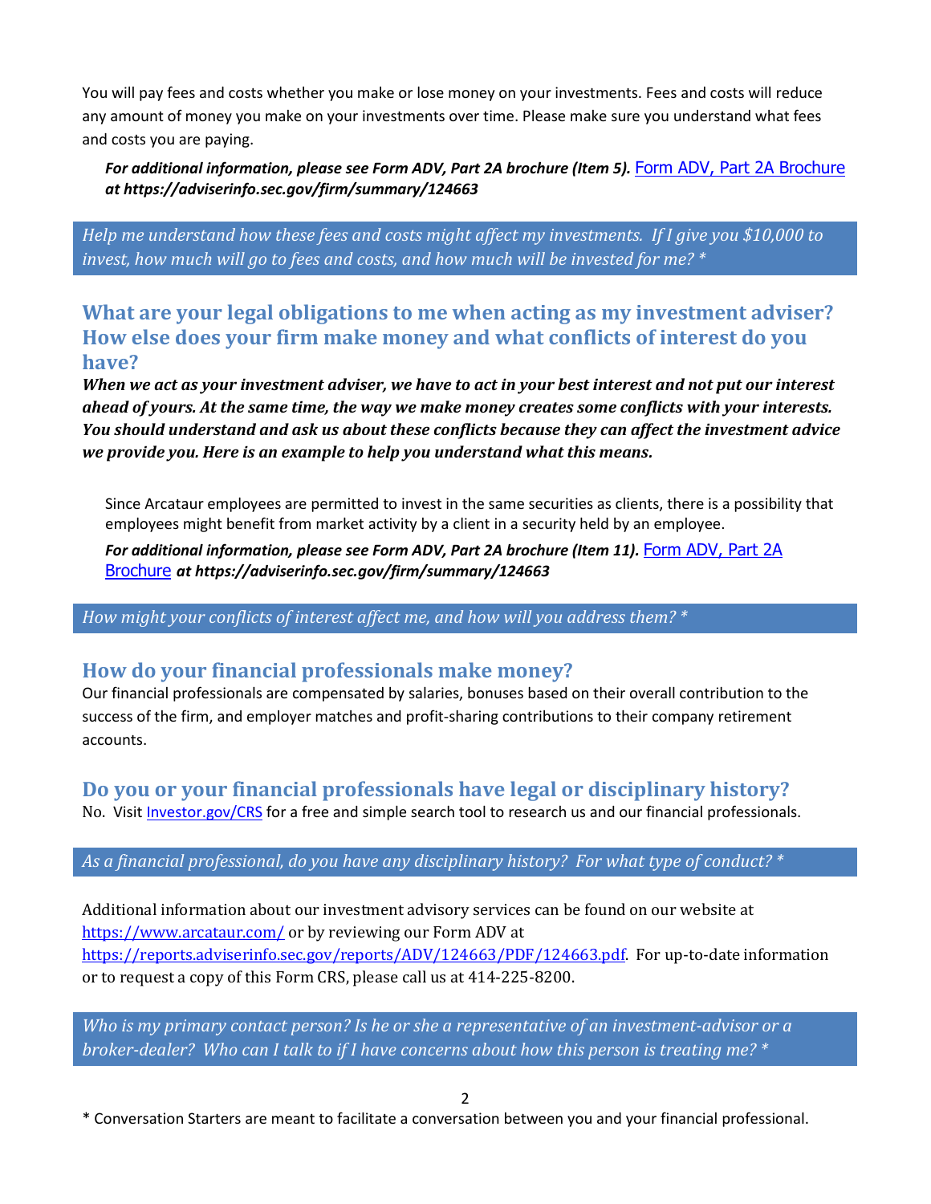You will pay fees and costs whether you make or lose money on your investments. Fees and costs will reduce any amount of money you make on your investments over time. Please make sure you understand what fees and costs you are paying.

***For additional information, please see Form ADV, Part 2A brochure (Item 5).*** [Form ADV, Part 2A Brochure](https://adviserinfo.sec.gov/firm/summary/124663) ***at https://adviserinfo.sec.gov/firm/summary/124663***

*Help me understand how these fees and costs might affect my investments. If I give you $10,000 to invest, how much will go to fees and costs, and how much will be invested for me? **

## What are your legal obligations to me when acting as my investment adviser? How else does your firm make money and what conflicts of interest do you have?

***When we act as your investment adviser, we have to act in your best interest and not put our interest ahead of yours. At the same time, the way we make money creates some conflicts with your interests. You should understand and ask us about these conflicts because they can affect the investment advice we provide you. Here is an example to help you understand what this means.***

Since Arcataur employees are permitted to invest in the same securities as clients, there is a possibility that employees might benefit from market activity by a client in a security held by an employee.

***For additional information, please see Form ADV, Part 2A brochure (Item 11).*** [Form ADV, Part 2A Brochure](https://adviserinfo.sec.gov/firm/summary/124663) ***at https://adviserinfo.sec.gov/firm/summary/124663***

*How might your conflicts of interest affect me, and how will you address them? **

## How do your financial professionals make money?

Our financial professionals are compensated by salaries, bonuses based on their overall contribution to the success of the firm, and employer matches and profit-sharing contributions to their company retirement accounts.

## Do you or your financial professionals have legal or disciplinary history?

No. Visit [Investor.gov/CRS](https://www.investor.gov/CRS) for a free and simple search tool to research us and our financial professionals.

*As a financial professional, do you have any disciplinary history? For what type of conduct? **

Additional information about our investment advisory services can be found on our website at https://www.arcataur.com/ or by reviewing our Form ADV at https://reports.adviserinfo.sec.gov/reports/ADV/124663/PDF/124663.pdf. For up-to-date information or to request a copy of this Form CRS, please call us at 414-225-8200.

*Who is my primary contact person? Is he or she a representative of an investment-advisor or a broker-dealer? Who can I talk to if I have concerns about how this person is treating me? **

\* Conversation Starters are meant to facilitate a conversation between you and your financial professional.